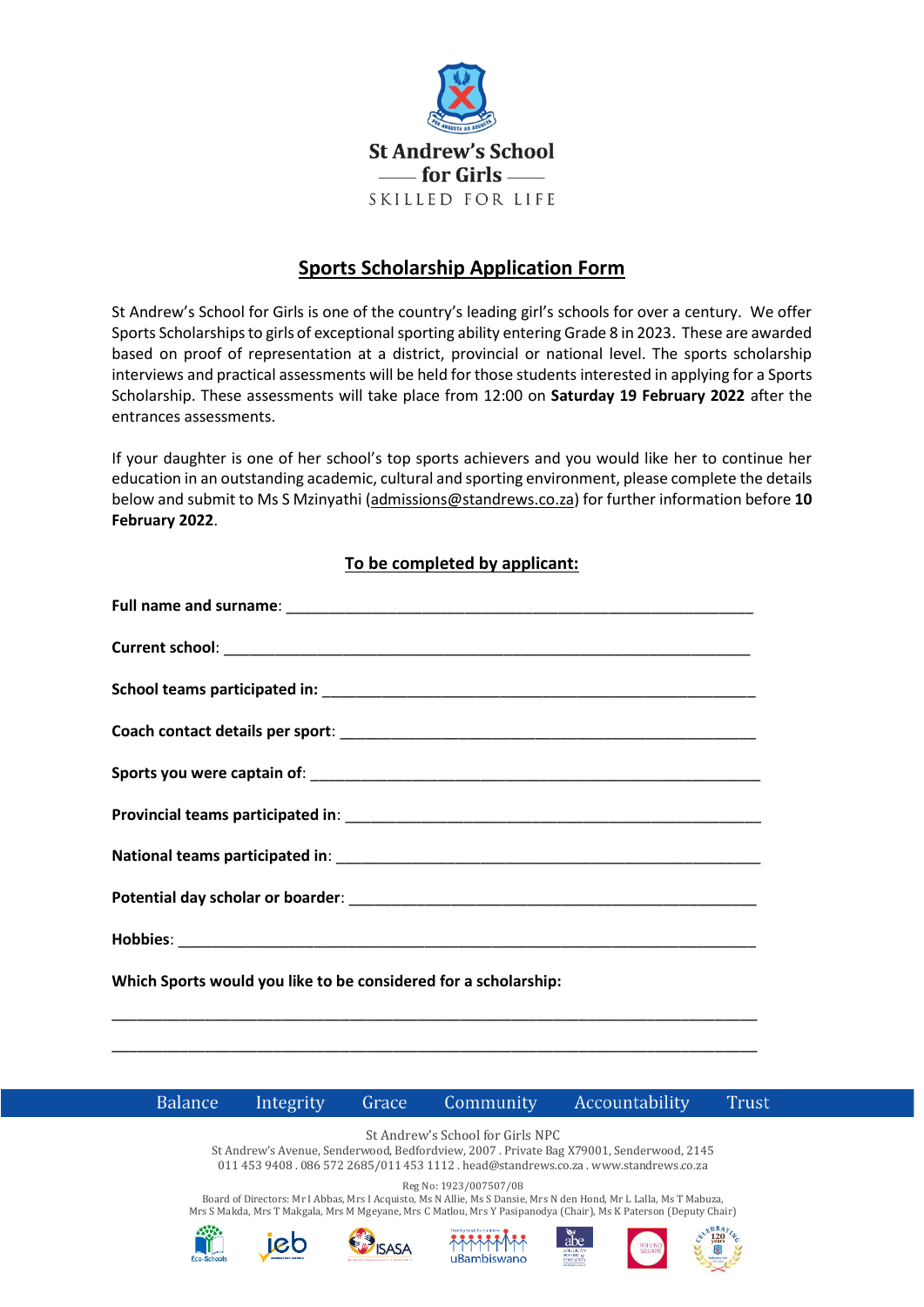St Andrew's School
for Girls
SKILLED FOR LIFE

# Sports Scholarship Application Form

St Andrew's School for Girls is one of the country's leading girl's schools for over a century. We offer Sports Scholarships to girls of exceptional sporting ability entering Grade 8 in 2023. These are awarded based on proof of representation at a district, provincial or national level. The sports scholarship interviews and practical assessments will be held for those students interested in applying for a Sports Scholarship. These assessments will take place from 12:00 on **Saturday 19 February 2022** after the entrances assessments.

If your daughter is one of her school's top sports achievers and you would like her to continue her education in an outstanding academic, cultural and sporting environment, please complete the details below and submit to Ms S Mzinyathi (admissions@standrews.co.za) for further information before **10 February 2022**.

## To be completed by applicant:

**Full name and surname**: ____________________________________________________________

**Current school**: ____________________________________________________________

**School teams participated in:** ____________________________________________________________

**Coach contact details per sport**: ____________________________________________________________

**Sports you were captain of**: ____________________________________________________________

**Provincial teams participated in**: ____________________________________________________________

**National teams participated in**: ____________________________________________________________

**Potential day scholar or boarder**: ____________________________________________________________

**Hobbies**: ____________________________________________________________

**Which Sports would you like to be considered for a scholarship:**

____________________________________________________________

____________________________________________________________

Balance Integrity Grace Community Accountability Trust

St Andrew's School for Girls NPC
St Andrew's Avenue, Senderwood, Bedfordview, 2007 . Private Bag X79001, Senderwood, 2145
011 453 9408 . 086 572 2685/011 453 1112 . head@standrews.co.za . www.standrews.co.za

Reg No: 1923/007507/08
Board of Directors: Mr I Abbas, Mrs I Acquisto, Ms N Allie, Ms S Dansie, Mrs N den Hond, Mr L Lalla, Ms T Mabuza, Mrs S Makda, Mrs T Makgala, Mrs M Mgeyane, Mrs C Matlou, Mrs Y Pasipanodya (Chair), Ms K Paterson (Deputy Chair)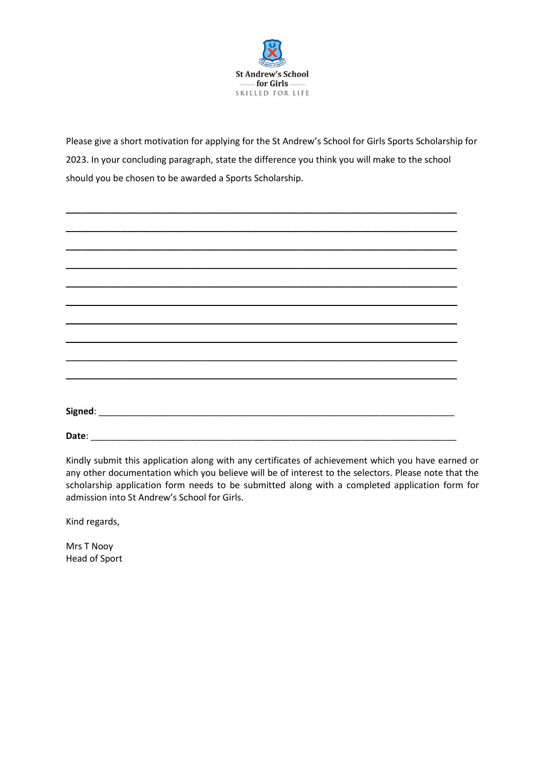St Andrew's School
for Girls
SKILLED FOR LIFE

Please give a short motivation for applying for the St Andrew's School for Girls Sports Scholarship for 2023. In your concluding paragraph, state the difference you think you will make to the school should you be chosen to be awarded a Sports Scholarship.

\_\_\_\_\_\_\_\_\_\_\_\_\_\_\_\_\_\_\_\_\_\_\_\_\_\_\_\_\_\_\_\_\_\_\_\_\_\_\_\_\_\_\_\_\_\_\_\_\_\_\_\_\_\_\_\_\_\_\_\_\_\_\_\_\_\_\_\_\_\_

\_\_\_\_\_\_\_\_\_\_\_\_\_\_\_\_\_\_\_\_\_\_\_\_\_\_\_\_\_\_\_\_\_\_\_\_\_\_\_\_\_\_\_\_\_\_\_\_\_\_\_\_\_\_\_\_\_\_\_\_\_\_\_\_\_\_\_\_\_\_

\_\_\_\_\_\_\_\_\_\_\_\_\_\_\_\_\_\_\_\_\_\_\_\_\_\_\_\_\_\_\_\_\_\_\_\_\_\_\_\_\_\_\_\_\_\_\_\_\_\_\_\_\_\_\_\_\_\_\_\_\_\_\_\_\_\_\_\_\_\_

\_\_\_\_\_\_\_\_\_\_\_\_\_\_\_\_\_\_\_\_\_\_\_\_\_\_\_\_\_\_\_\_\_\_\_\_\_\_\_\_\_\_\_\_\_\_\_\_\_\_\_\_\_\_\_\_\_\_\_\_\_\_\_\_\_\_\_\_\_\_

\_\_\_\_\_\_\_\_\_\_\_\_\_\_\_\_\_\_\_\_\_\_\_\_\_\_\_\_\_\_\_\_\_\_\_\_\_\_\_\_\_\_\_\_\_\_\_\_\_\_\_\_\_\_\_\_\_\_\_\_\_\_\_\_\_\_\_\_\_\_

\_\_\_\_\_\_\_\_\_\_\_\_\_\_\_\_\_\_\_\_\_\_\_\_\_\_\_\_\_\_\_\_\_\_\_\_\_\_\_\_\_\_\_\_\_\_\_\_\_\_\_\_\_\_\_\_\_\_\_\_\_\_\_\_\_\_\_\_\_\_

\_\_\_\_\_\_\_\_\_\_\_\_\_\_\_\_\_\_\_\_\_\_\_\_\_\_\_\_\_\_\_\_\_\_\_\_\_\_\_\_\_\_\_\_\_\_\_\_\_\_\_\_\_\_\_\_\_\_\_\_\_\_\_\_\_\_\_\_\_\_

\_\_\_\_\_\_\_\_\_\_\_\_\_\_\_\_\_\_\_\_\_\_\_\_\_\_\_\_\_\_\_\_\_\_\_\_\_\_\_\_\_\_\_\_\_\_\_\_\_\_\_\_\_\_\_\_\_\_\_\_\_\_\_\_\_\_\_\_\_\_

\_\_\_\_\_\_\_\_\_\_\_\_\_\_\_\_\_\_\_\_\_\_\_\_\_\_\_\_\_\_\_\_\_\_\_\_\_\_\_\_\_\_\_\_\_\_\_\_\_\_\_\_\_\_\_\_\_\_\_\_\_\_\_\_\_\_\_\_\_\_

\_\_\_\_\_\_\_\_\_\_\_\_\_\_\_\_\_\_\_\_\_\_\_\_\_\_\_\_\_\_\_\_\_\_\_\_\_\_\_\_\_\_\_\_\_\_\_\_\_\_\_\_\_\_\_\_\_\_\_\_\_\_\_\_\_\_\_\_\_\_

**Signed**: \_\_\_\_\_\_\_\_\_\_\_\_\_\_\_\_\_\_\_\_\_\_\_\_\_\_\_\_\_\_\_\_\_\_\_\_\_\_\_\_\_\_\_\_\_\_\_\_\_\_\_\_\_\_\_\_\_\_\_\_\_\_

**Date**: \_\_\_\_\_\_\_\_\_\_\_\_\_\_\_\_\_\_\_\_\_\_\_\_\_\_\_\_\_\_\_\_\_\_\_\_\_\_\_\_\_\_\_\_\_\_\_\_\_\_\_\_\_\_\_\_\_\_\_\_\_\_\_

Kindly submit this application along with any certificates of achievement which you have earned or any other documentation which you believe will be of interest to the selectors. Please note that the scholarship application form needs to be submitted along with a completed application form for admission into St Andrew's School for Girls.

Kind regards,

Mrs T Nooy
Head of Sport